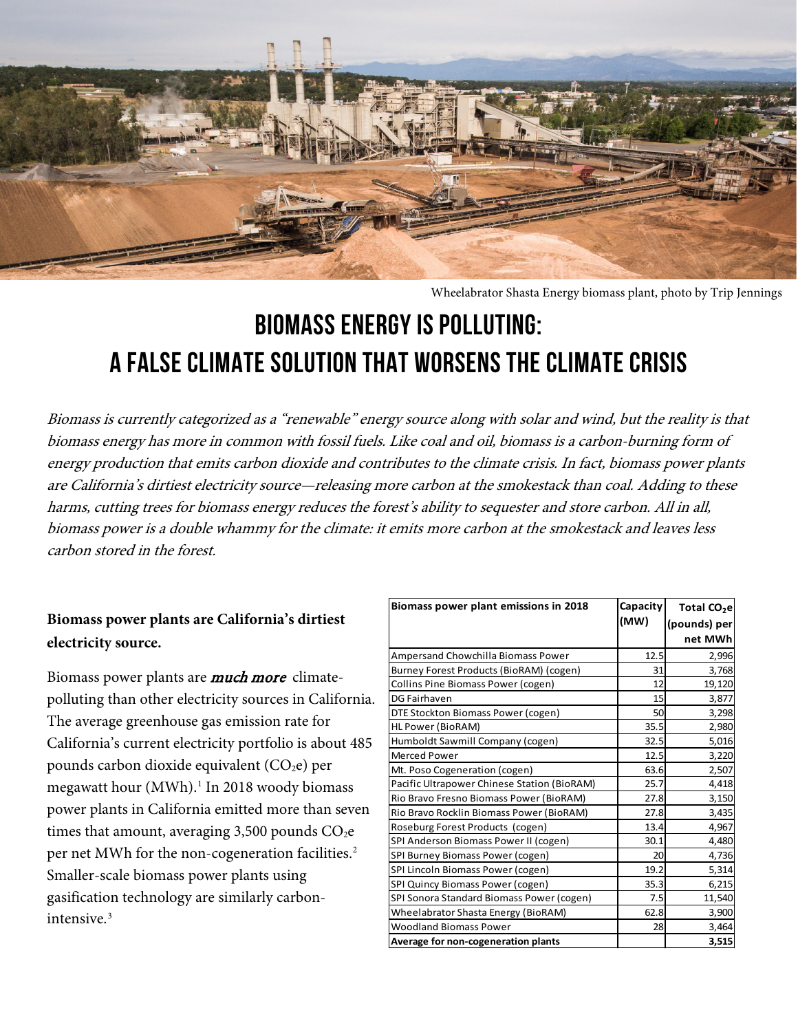Wheelabrator Shasta Energy biomass plant, photo by Trip Jennings

# BIOMASS ENERGY IS POLLUTING: A FALSE CLIMATE SOLUTION THAT WORSENS THE CLIMATE CRISIS

*Biomass is currently categorized as a "renewable" energy source along with solar and wind, but the reality is that biomass energy has more in common with fossil fuels. Like coal and oil, biomass is a carbon-burning form of energy production that emits carbon dioxide and contributes to the climate crisis. In fact, biomass power plants are California's dirtiest electricity source—releasing more carbon at the smokestack than coal. Adding to these harms, cutting trees for biomass energy reduces the forest's ability to sequester and store carbon. All in all, biomass power is a double whammy for the climate: it emits more carbon at the smokestack and leaves less carbon stored in the forest.*

**Biomass power plants are California's dirtiest electricity source.**

Biomass power plants are ***much more*** climate-polluting than other electricity sources in California. The average greenhouse gas emission rate for California's current electricity portfolio is about 485 pounds carbon dioxide equivalent ($CO_2e$) per megawatt hour (MWh).[1] In 2018 woody biomass power plants in California emitted more than seven times that amount, averaging 3,500 pounds $CO_2e$ per net MWh for the non-cogeneration facilities.[2] Smaller-scale biomass power plants using gasification technology are similarly carbon-intensive.[3]

| Biomass power plant emissions in 2018 | Capacity (MW) | Total $CO_2e$ (pounds) per net MWh |
|---|---|---|
| Ampersand Chowchilla Biomass Power | 12.5 | 2,996 |
| Burney Forest Products (BioRAM) (cogen) | 31 | 3,768 |
| Collins Pine Biomass Power (cogen) | 12 | 19,120 |
| DG Fairhaven | 15 | 3,877 |
| DTE Stockton Biomass Power (cogen) | 50 | 3,298 |
| HL Power (BioRAM) | 35.5 | 2,980 |
| Humboldt Sawmill Company (cogen) | 32.5 | 5,016 |
| Merced Power | 12.5 | 3,220 |
| Mt. Poso Cogeneration (cogen) | 63.6 | 2,507 |
| Pacific Ultrapower Chinese Station (BioRAM) | 25.7 | 4,418 |
| Rio Bravo Fresno Biomass Power (BioRAM) | 27.8 | 3,150 |
| Rio Bravo Rocklin Biomass Power (BioRAM) | 27.8 | 3,435 |
| Roseburg Forest Products (cogen) | 13.4 | 4,967 |
| SPI Anderson Biomass Power II (cogen) | 30.1 | 4,480 |
| SPI Burney Biomass Power (cogen) | 20 | 4,736 |
| SPI Lincoln Biomass Power (cogen) | 19.2 | 5,314 |
| SPI Quincy Biomass Power (cogen) | 35.3 | 6,215 |
| SPI Sonora Standard Biomass Power (cogen) | 7.5 | 11,540 |
| Wheelabrator Shasta Energy (BioRAM) | 62.8 | 3,900 |
| Woodland Biomass Power | 28 | 3,464 |
| **Average for non-cogeneration plants** | | **3,515** |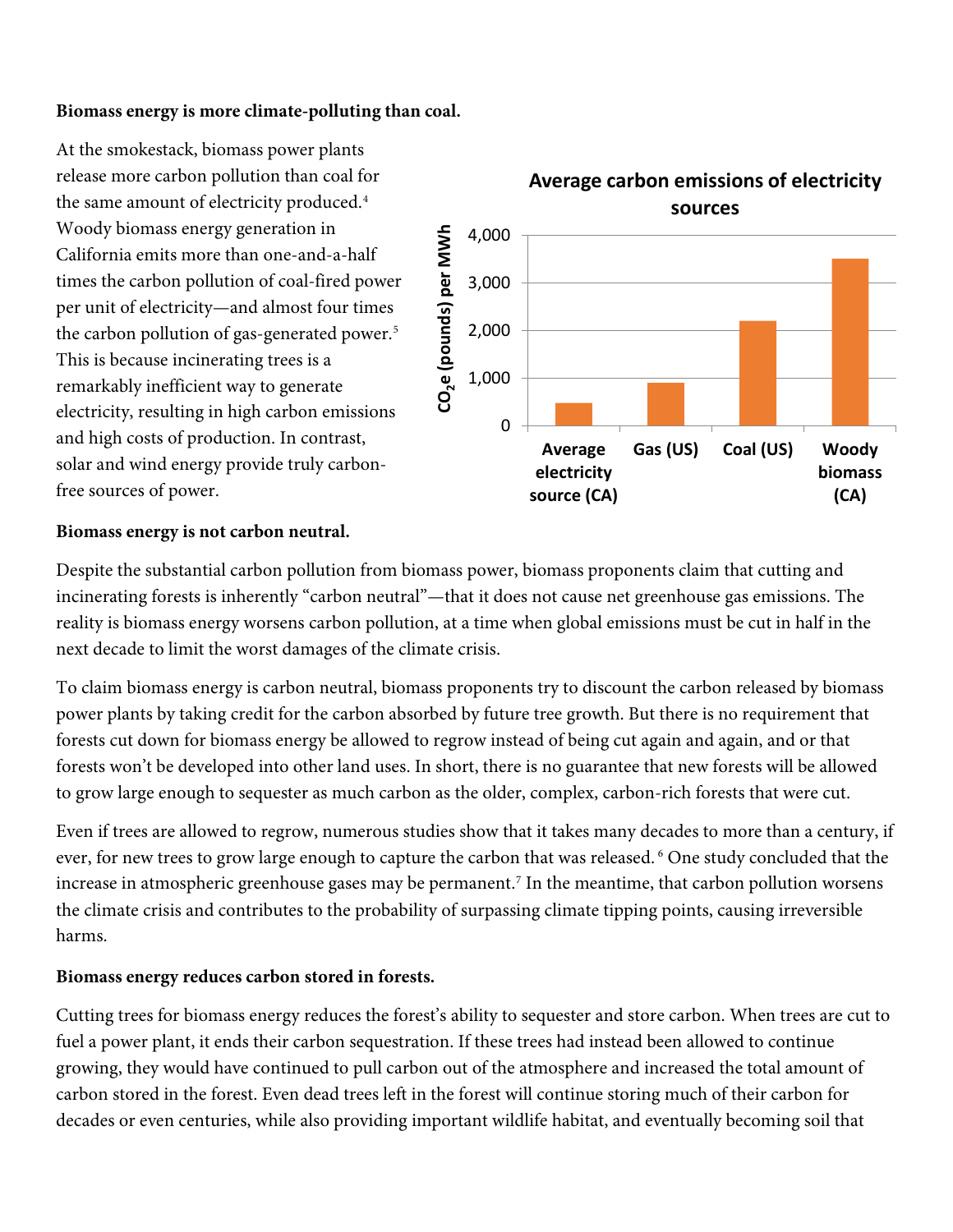**Biomass energy is more climate-polluting than coal.**

At the smokestack, biomass power plants release more carbon pollution than coal for the same amount of electricity produced.[4] Woody biomass energy generation in California emits more than one-and-a-half times the carbon pollution of coal-fired power per unit of electricity—and almost four times the carbon pollution of gas-generated power.[5] This is because incinerating trees is a remarkably inefficient way to generate electricity, resulting in high carbon emissions and high costs of production. In contrast, solar and wind energy provide truly carbon-free sources of power.

**Average carbon emissions of electricity sources**

| Source | $CO_2e$ (pounds) per MWh |
|---|---|
| Average electricity source (CA) | ~480 |
| Gas (US) | ~900 |
| Coal (US) | ~2,200 |
| Woody biomass (CA) | ~3,500 |

**Biomass energy is not carbon neutral.**

Despite the substantial carbon pollution from biomass power, biomass proponents claim that cutting and incinerating forests is inherently "carbon neutral"—that it does not cause net greenhouse gas emissions. The reality is biomass energy worsens carbon pollution, at a time when global emissions must be cut in half in the next decade to limit the worst damages of the climate crisis.

To claim biomass energy is carbon neutral, biomass proponents try to discount the carbon released by biomass power plants by taking credit for the carbon absorbed by future tree growth. But there is no requirement that forests cut down for biomass energy be allowed to regrow instead of being cut again and again, and or that forests won't be developed into other land uses. In short, there is no guarantee that new forests will be allowed to grow large enough to sequester as much carbon as the older, complex, carbon-rich forests that were cut.

Even if trees are allowed to regrow, numerous studies show that it takes many decades to more than a century, if ever, for new trees to grow large enough to capture the carbon that was released.[6] One study concluded that the increase in atmospheric greenhouse gases may be permanent.[7] In the meantime, that carbon pollution worsens the climate crisis and contributes to the probability of surpassing climate tipping points, causing irreversible harms.

**Biomass energy reduces carbon stored in forests.**

Cutting trees for biomass energy reduces the forest's ability to sequester and store carbon. When trees are cut to fuel a power plant, it ends their carbon sequestration. If these trees had instead been allowed to continue growing, they would have continued to pull carbon out of the atmosphere and increased the total amount of carbon stored in the forest. Even dead trees left in the forest will continue storing much of their carbon for decades or even centuries, while also providing important wildlife habitat, and eventually becoming soil that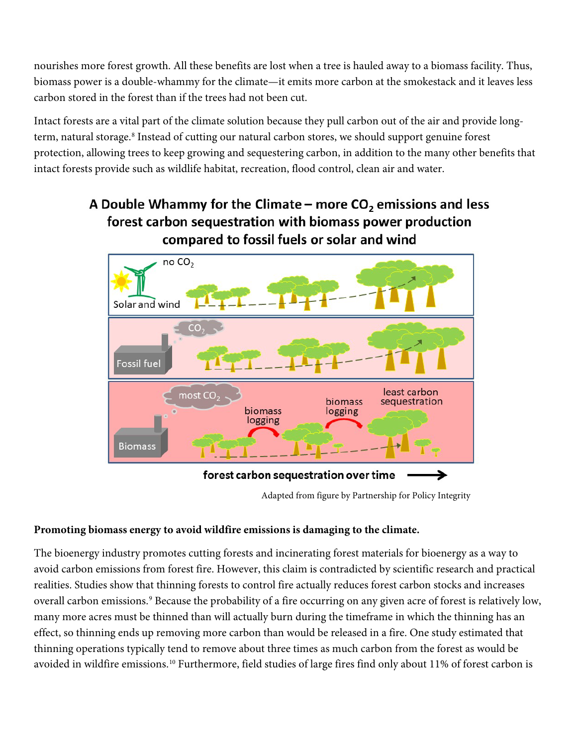nourishes more forest growth. All these benefits are lost when a tree is hauled away to a biomass facility. Thus, biomass power is a double-whammy for the climate—it emits more carbon at the smokestack and it leaves less carbon stored in the forest than if the trees had not been cut.

Intact forests are a vital part of the climate solution because they pull carbon out of the air and provide long-term, natural storage.[8] Instead of cutting our natural carbon stores, we should support genuine forest protection, allowing trees to keep growing and sequestering carbon, in addition to the many other benefits that intact forests provide such as wildlife habitat, recreation, flood control, clean air and water.

**A Double Whammy for the Climate – more $CO_2$ emissions and less forest carbon sequestration with biomass power production compared to fossil fuels or solar and wind**

Adapted from figure by Partnership for Policy Integrity

**Promoting biomass energy to avoid wildfire emissions is damaging to the climate.**

The bioenergy industry promotes cutting forests and incinerating forest materials for bioenergy as a way to avoid carbon emissions from forest fire. However, this claim is contradicted by scientific research and practical realities. Studies show that thinning forests to control fire actually reduces forest carbon stocks and increases overall carbon emissions.[9] Because the probability of a fire occurring on any given acre of forest is relatively low, many more acres must be thinned than will actually burn during the timeframe in which the thinning has an effect, so thinning ends up removing more carbon than would be released in a fire. One study estimated that thinning operations typically tend to remove about three times as much carbon from the forest as would be avoided in wildfire emissions.[10] Furthermore, field studies of large fires find only about 11% of forest carbon is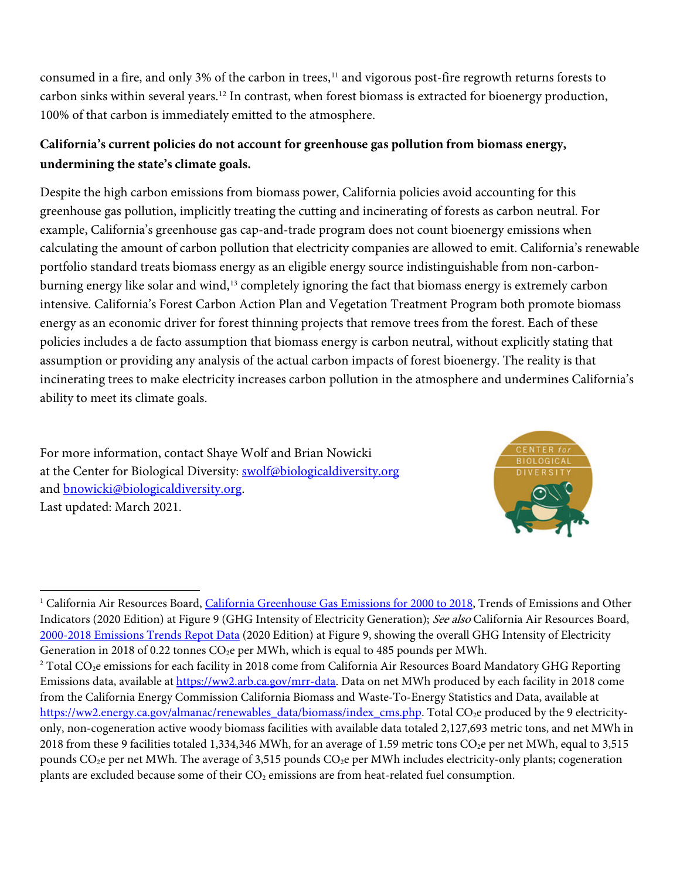consumed in a fire, and only 3% of the carbon in trees,[11] and vigorous post-fire regrowth returns forests to carbon sinks within several years.[12] In contrast, when forest biomass is extracted for bioenergy production, 100% of that carbon is immediately emitted to the atmosphere.

**California's current policies do not account for greenhouse gas pollution from biomass energy, undermining the state's climate goals.**

Despite the high carbon emissions from biomass power, California policies avoid accounting for this greenhouse gas pollution, implicitly treating the cutting and incinerating of forests as carbon neutral. For example, California's greenhouse gas cap-and-trade program does not count bioenergy emissions when calculating the amount of carbon pollution that electricity companies are allowed to emit. California's renewable portfolio standard treats biomass energy as an eligible energy source indistinguishable from non-carbon-burning energy like solar and wind,[13] completely ignoring the fact that biomass energy is extremely carbon intensive. California's Forest Carbon Action Plan and Vegetation Treatment Program both promote biomass energy as an economic driver for forest thinning projects that remove trees from the forest. Each of these policies includes a de facto assumption that biomass energy is carbon neutral, without explicitly stating that assumption or providing any analysis of the actual carbon impacts of forest bioenergy. The reality is that incinerating trees to make electricity increases carbon pollution in the atmosphere and undermines California's ability to meet its climate goals.

For more information, contact Shaye Wolf and Brian Nowicki at the Center for Biological Diversity: swolf@biologicaldiversity.org and bnowicki@biologicaldiversity.org.
Last updated: March 2021.

---

[1] California Air Resources Board, California Greenhouse Gas Emissions for 2000 to 2018, Trends of Emissions and Other Indicators (2020 Edition) at Figure 9 (GHG Intensity of Electricity Generation); *See also* California Air Resources Board, 2000-2018 Emissions Trends Repot Data (2020 Edition) at Figure 9, showing the overall GHG Intensity of Electricity Generation in 2018 of 0.22 tonnes $CO_2e$ per MWh, which is equal to 485 pounds per MWh.

[2] Total $CO_2e$ emissions for each facility in 2018 come from California Air Resources Board Mandatory GHG Reporting Emissions data, available at https://ww2.arb.ca.gov/mrr-data. Data on net MWh produced by each facility in 2018 come from the California Energy Commission California Biomass and Waste-To-Energy Statistics and Data, available at https://ww2.energy.ca.gov/almanac/renewables_data/biomass/index_cms.php. Total $CO_2e$ produced by the 9 electricity-only, non-cogeneration active woody biomass facilities with available data totaled 2,127,693 metric tons, and net MWh in 2018 from these 9 facilities totaled 1,334,346 MWh, for an average of 1.59 metric tons $CO_2e$ per net MWh, equal to 3,515 pounds $CO_2e$ per net MWh. The average of 3,515 pounds $CO_2e$ per MWh includes electricity-only plants; cogeneration plants are excluded because some of their $CO_2$ emissions are from heat-related fuel consumption.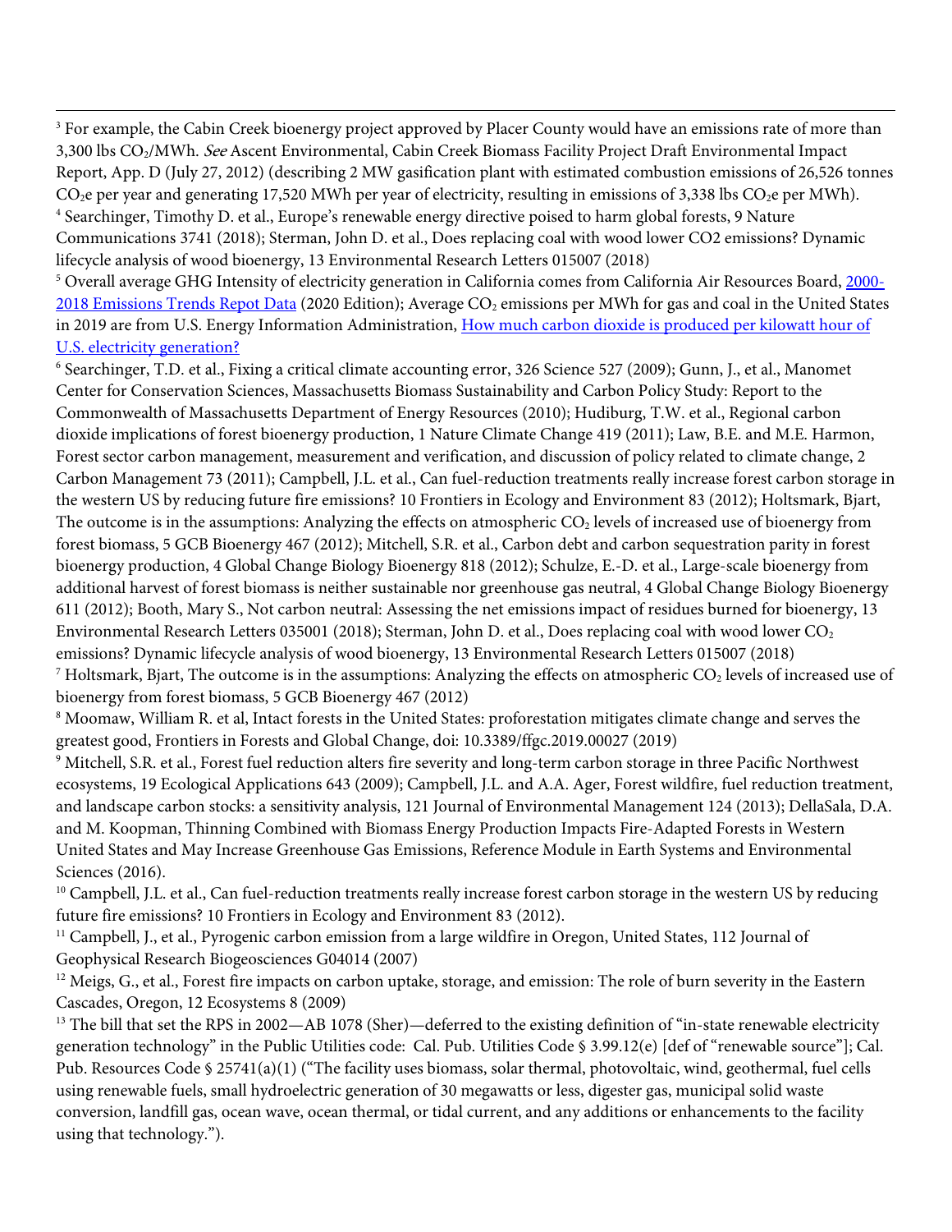[3] For example, the Cabin Creek bioenergy project approved by Placer County would have an emissions rate of more than 3,300 lbs $CO_2$/MWh. *See* Ascent Environmental, Cabin Creek Biomass Facility Project Draft Environmental Impact Report, App. D (July 27, 2012) (describing 2 MW gasification plant with estimated combustion emissions of 26,526 tonnes $CO_2e$ per year and generating 17,520 MWh per year of electricity, resulting in emissions of 3,338 lbs $CO_2e$ per MWh).

[4] Searchinger, Timothy D. et al., Europe's renewable energy directive poised to harm global forests, 9 Nature Communications 3741 (2018); Sterman, John D. et al., Does replacing coal with wood lower CO2 emissions? Dynamic lifecycle analysis of wood bioenergy, 13 Environmental Research Letters 015007 (2018)

[5] Overall average GHG Intensity of electricity generation in California comes from California Air Resources Board, [2000-2018 Emissions Trends Repot Data]() (2020 Edition); Average $CO_2$ emissions per MWh for gas and coal in the United States in 2019 are from U.S. Energy Information Administration, [How much carbon dioxide is produced per kilowatt hour of U.S. electricity generation?]()

[6] Searchinger, T.D. et al., Fixing a critical climate accounting error, 326 Science 527 (2009); Gunn, J., et al., Manomet Center for Conservation Sciences, Massachusetts Biomass Sustainability and Carbon Policy Study: Report to the Commonwealth of Massachusetts Department of Energy Resources (2010); Hudiburg, T.W. et al., Regional carbon dioxide implications of forest bioenergy production, 1 Nature Climate Change 419 (2011); Law, B.E. and M.E. Harmon, Forest sector carbon management, measurement and verification, and discussion of policy related to climate change, 2 Carbon Management 73 (2011); Campbell, J.L. et al., Can fuel-reduction treatments really increase forest carbon storage in the western US by reducing future fire emissions? 10 Frontiers in Ecology and Environment 83 (2012); Holtsmark, Bjart, The outcome is in the assumptions: Analyzing the effects on atmospheric $CO_2$ levels of increased use of bioenergy from forest biomass, 5 GCB Bioenergy 467 (2012); Mitchell, S.R. et al., Carbon debt and carbon sequestration parity in forest bioenergy production, 4 Global Change Biology Bioenergy 818 (2012); Schulze, E.-D. et al., Large-scale bioenergy from additional harvest of forest biomass is neither sustainable nor greenhouse gas neutral, 4 Global Change Biology Bioenergy 611 (2012); Booth, Mary S., Not carbon neutral: Assessing the net emissions impact of residues burned for bioenergy, 13 Environmental Research Letters 035001 (2018); Sterman, John D. et al., Does replacing coal with wood lower $CO_2$ emissions? Dynamic lifecycle analysis of wood bioenergy, 13 Environmental Research Letters 015007 (2018)

[7] Holtsmark, Bjart, The outcome is in the assumptions: Analyzing the effects on atmospheric $CO_2$ levels of increased use of bioenergy from forest biomass, 5 GCB Bioenergy 467 (2012)

[8] Moomaw, William R. et al, Intact forests in the United States: proforestation mitigates climate change and serves the greatest good, Frontiers in Forests and Global Change, doi: 10.3389/ffgc.2019.00027 (2019)

[9] Mitchell, S.R. et al., Forest fuel reduction alters fire severity and long-term carbon storage in three Pacific Northwest ecosystems, 19 Ecological Applications 643 (2009); Campbell, J.L. and A.A. Ager, Forest wildfire, fuel reduction treatment, and landscape carbon stocks: a sensitivity analysis, 121 Journal of Environmental Management 124 (2013); DellaSala, D.A. and M. Koopman, Thinning Combined with Biomass Energy Production Impacts Fire-Adapted Forests in Western United States and May Increase Greenhouse Gas Emissions, Reference Module in Earth Systems and Environmental Sciences (2016).

[10] Campbell, J.L. et al., Can fuel-reduction treatments really increase forest carbon storage in the western US by reducing future fire emissions? 10 Frontiers in Ecology and Environment 83 (2012).

[11] Campbell, J., et al., Pyrogenic carbon emission from a large wildfire in Oregon, United States, 112 Journal of Geophysical Research Biogeosciences G04014 (2007)

[12] Meigs, G., et al., Forest fire impacts on carbon uptake, storage, and emission: The role of burn severity in the Eastern Cascades, Oregon, 12 Ecosystems 8 (2009)

[13] The bill that set the RPS in 2002—AB 1078 (Sher)—deferred to the existing definition of "in-state renewable electricity generation technology" in the Public Utilities code: Cal. Pub. Utilities Code § 3.99.12(e) [def of "renewable source"]; Cal. Pub. Resources Code § 25741(a)(1) ("The facility uses biomass, solar thermal, photovoltaic, wind, geothermal, fuel cells using renewable fuels, small hydroelectric generation of 30 megawatts or less, digester gas, municipal solid waste conversion, landfill gas, ocean wave, ocean thermal, or tidal current, and any additions or enhancements to the facility using that technology.").